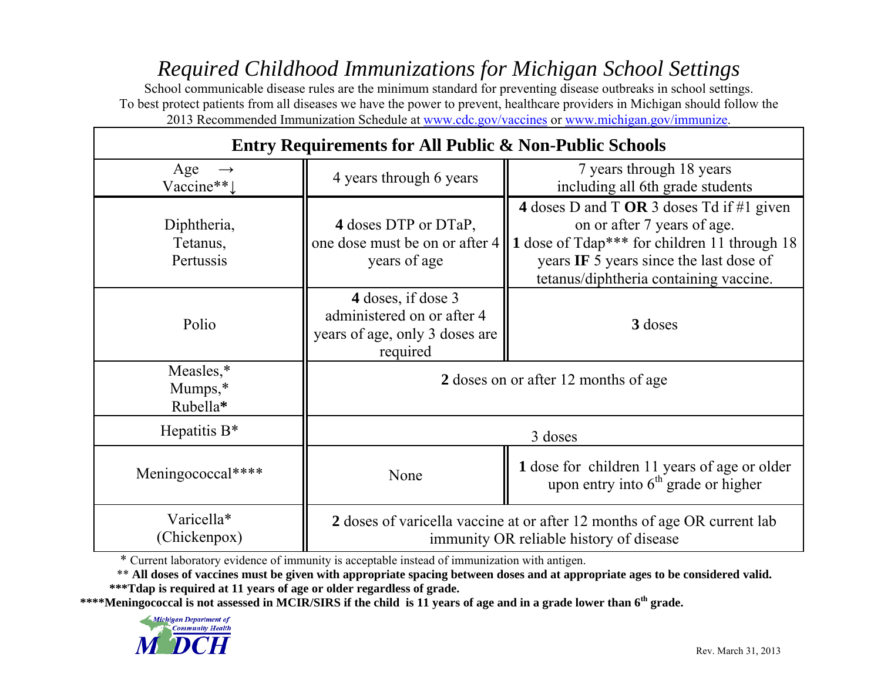# *Required Childhood Immunizations for Michigan School Settings*

School communicable disease rules are the minimum standard for preventing disease outbreaks in school settings.
To best protect patients from all diseases we have the power to prevent, healthcare providers in Michigan should follow the 2013 Recommended Immunization Schedule at www.cdc.gov/vaccines or www.michigan.gov/immunize.

## Entry Requirements for All Public & Non-Public Schools

| Age → Vaccine**↓ | 4 years through 6 years | 7 years through 18 years including all 6th grade students |
|---|---|---|
| Diphtheria, Tetanus, Pertussis | **4** doses DTP or DTaP, one dose must be on or after 4 years of age | **4** doses D and T **OR** 3 doses Td if #1 given on or after 7 years of age. **1** dose of Tdap*** for children 11 through 18 years **IF** 5 years since the last dose of tetanus/diphtheria containing vaccine. |
| Polio | **4** doses, if dose 3 administered on or after 4 years of age, only 3 doses are required | **3** doses |
| Measles,* Mumps,* Rubella* | **2** doses on or after 12 months of age | |
| Hepatitis B* | 3 doses | |
| Meningococcal**** | None | **1** dose for children 11 years of age or older upon entry into 6th grade or higher |
| Varicella* (Chickenpox) | **2** doses of varicella vaccine at or after 12 months of age OR current lab immunity OR reliable history of disease | |

\* Current laboratory evidence of immunity is acceptable instead of immunization with antigen.

** **All doses of vaccines must be given with appropriate spacing between doses and at appropriate ages to be considered valid.**

**\*\*\*Tdap is required at 11 years of age or older regardless of grade.**

**\*\*\*\*Meningococcal is not assessed in MCIR/SIRS if the child is 11 years of age and in a grade lower than 6th grade.**

Michigan Department of Community Health
MDCH

Rev. March 31, 2013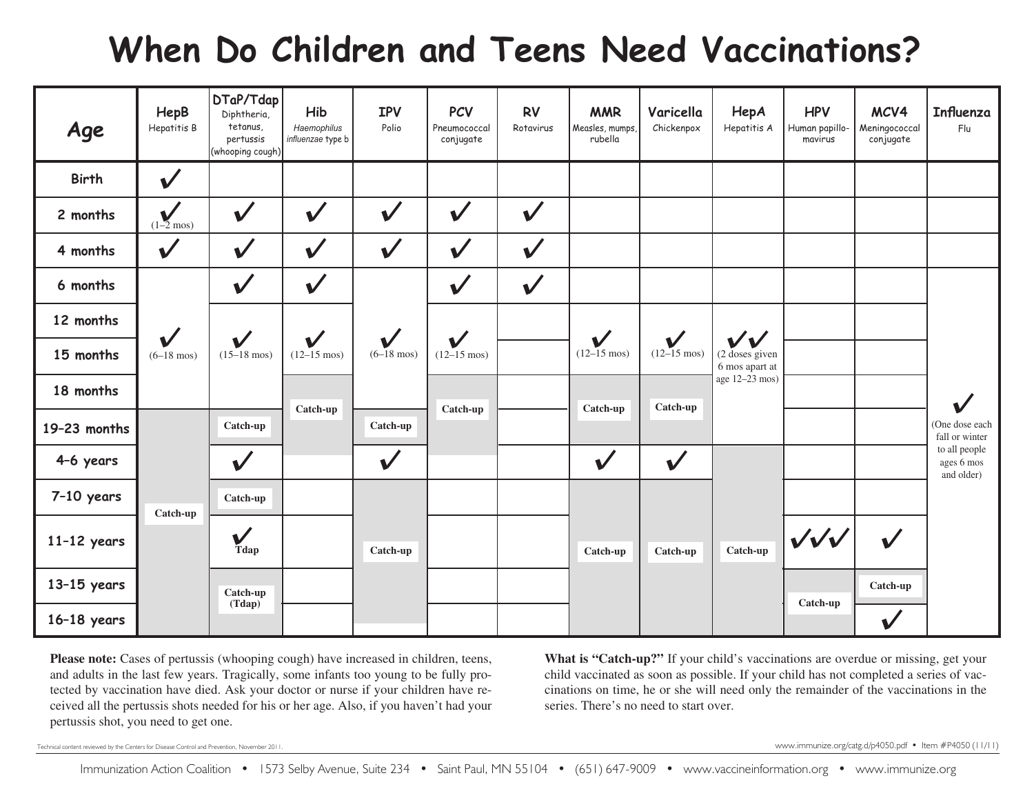# When Do Children and Teens Need Vaccinations?

| Age | HepB Hepatitis B | DTaP/Tdap Diphtheria, tetanus, pertussis (whooping cough) | Hib *Haemophilus influenzae* type b | IPV Polio | PCV Pneumococcal conjugate | RV Rotavirus | MMR Measles, mumps, rubella | Varicella Chickenpox | HepA Hepatitis A | HPV Human papillomavirus | MCV4 Meningococcal conjugate | Influenza Flu |
|---|---|---|---|---|---|---|---|---|---|---|---|---|
| Birth | ✓ | | | | | | | | | | | |
| 2 months | ✓ (1–2 mos) | ✓ | ✓ | ✓ | ✓ | ✓ | | | | | | |
| 4 months | ✓ | ✓ | ✓ | ✓ | ✓ | ✓ | | | | | | |
| 6 months | ✓ (6–18 mos) | ✓ | ✓ | ✓ (6–18 mos) | ✓ | ✓ | | | | | | ✓ (One dose each fall or winter to all people ages 6 mos and older) |
| 12 months | | ✓ (15–18 mos) | ✓ (12–15 mos) | | ✓ (12–15 mos) | | ✓ (12–15 mos) | ✓ (12–15 mos) | ✓✓ (2 doses given 6 mos apart at age 12–23 mos) | | | |
| 15 months | | | | | | | | | | | | |
| 18 months | | | Catch-up | | Catch-up | | Catch-up | Catch-up | | | | |
| 19–23 months | Catch-up | Catch-up | | Catch-up | | | | | | | | |
| 4–6 years | | ✓ | | ✓ | | | ✓ | ✓ | | | | |
| 7–10 years | | Catch-up | | | | | | | | | | |
| 11–12 years | | ✓ Tdap | | Catch-up | | | Catch-up | Catch-up | Catch-up | ✓✓✓ | ✓ | |
| 13–15 years | | Catch-up (Tdap) | | | | | | | | Catch-up | Catch-up | |
| 16–18 years | | | | | | | | | | | ✓ | |

**Please note:** Cases of pertussis (whooping cough) have increased in children, teens, and adults in the last few years. Tragically, some infants too young to be fully protected by vaccination have died. Ask your doctor or nurse if your children have received all the pertussis shots needed for his or her age. Also, if you haven't had your pertussis shot, you need to get one.

**What is "Catch-up?"** If your child's vaccinations are overdue or missing, get your child vaccinated as soon as possible. If your child has not completed a series of vaccinations on time, he or she will need only the remainder of the vaccinations in the series. There's no need to start over.

Technical content reviewed by the Centers for Disease Control and Prevention, November 2011.

www.immunize.org/catg.d/p4050.pdf • Item #P4050 (11/11)

Immunization Action Coalition • 1573 Selby Avenue, Suite 234 • Saint Paul, MN 55104 • (651) 647-9009 • www.vaccineinformation.org • www.immunize.org